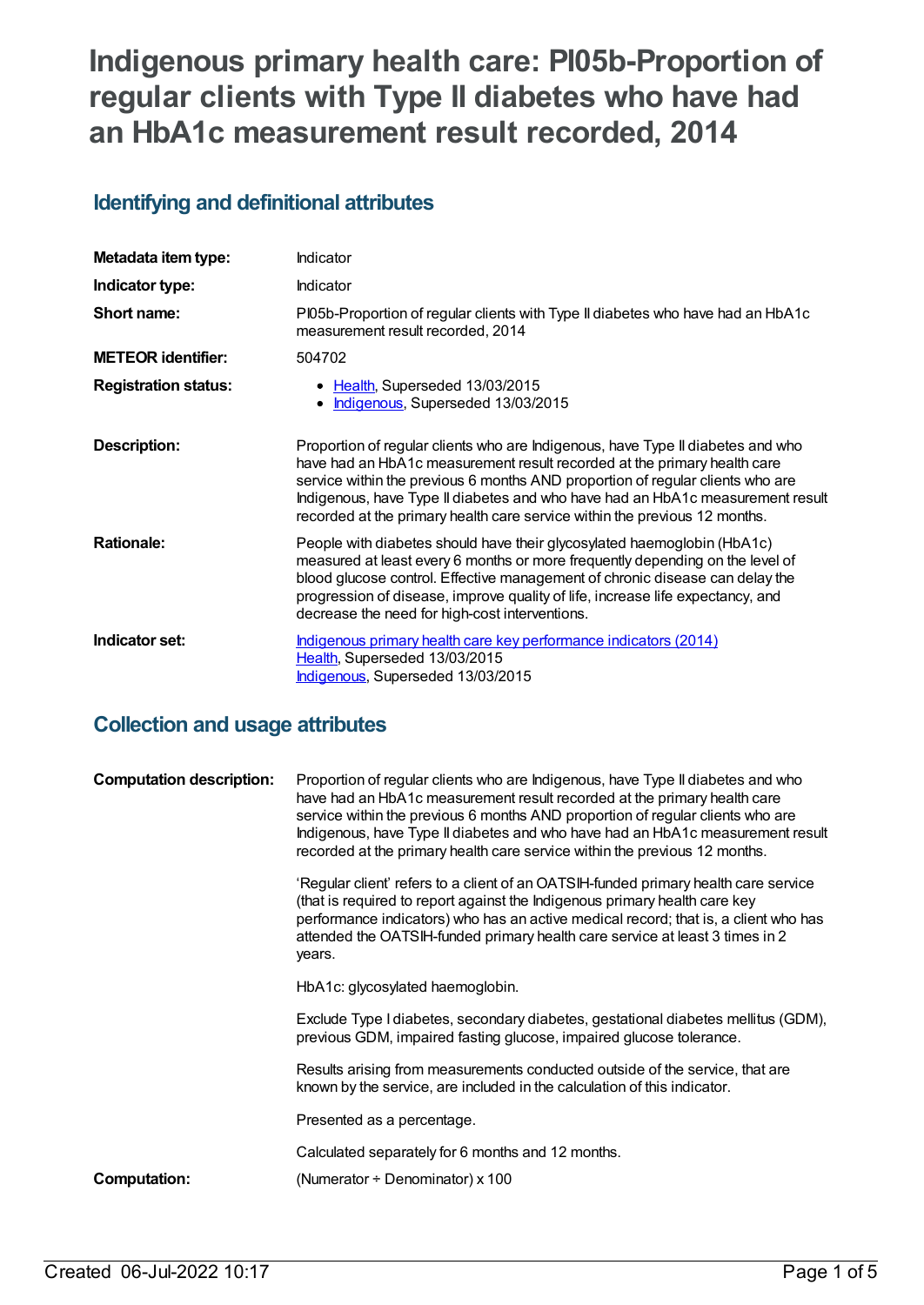# Indigenous primary health care: PI05b-Proportion of regular clients with Type II diabetes who have had an HbA1c measurement result recorded, 2014

## Identifying and definitional attributes

| | |
|---|---|
| **Metadata item type:** | Indicator |
| **Indicator type:** | Indicator |
| **Short name:** | PI05b-Proportion of regular clients with Type II diabetes who have had an HbA1c measurement result recorded, 2014 |
| **METEOR identifier:** | 504702 |
| **Registration status:** | • Health, Superseded 13/03/2015<br>• Indigenous, Superseded 13/03/2015 |
| **Description:** | Proportion of regular clients who are Indigenous, have Type II diabetes and who have had an HbA1c measurement result recorded at the primary health care service within the previous 6 months AND proportion of regular clients who are Indigenous, have Type II diabetes and who have had an HbA1c measurement result recorded at the primary health care service within the previous 12 months. |
| **Rationale:** | People with diabetes should have their glycosylated haemoglobin (HbA1c) measured at least every 6 months or more frequently depending on the level of blood glucose control. Effective management of chronic disease can delay the progression of disease, improve quality of life, increase life expectancy, and decrease the need for high-cost interventions. |
| **Indicator set:** | Indigenous primary health care key performance indicators (2014)<br>Health, Superseded 13/03/2015<br>Indigenous, Superseded 13/03/2015 |

## Collection and usage attributes

**Computation description:**

Proportion of regular clients who are Indigenous, have Type II diabetes and who have had an HbA1c measurement result recorded at the primary health care service within the previous 6 months AND proportion of regular clients who are Indigenous, have Type II diabetes and who have had an HbA1c measurement result recorded at the primary health care service within the previous 12 months.

'Regular client' refers to a client of an OATSIH-funded primary health care service (that is required to report against the Indigenous primary health care key performance indicators) who has an active medical record; that is, a client who has attended the OATSIH-funded primary health care service at least 3 times in 2 years.

HbA1c: glycosylated haemoglobin.

Exclude Type I diabetes, secondary diabetes, gestational diabetes mellitus (GDM), previous GDM, impaired fasting glucose, impaired glucose tolerance.

Results arising from measurements conducted outside of the service, that are known by the service, are included in the calculation of this indicator.

Presented as a percentage.

Calculated separately for 6 months and 12 months.

**Computation:** (Numerator ÷ Denominator) x 100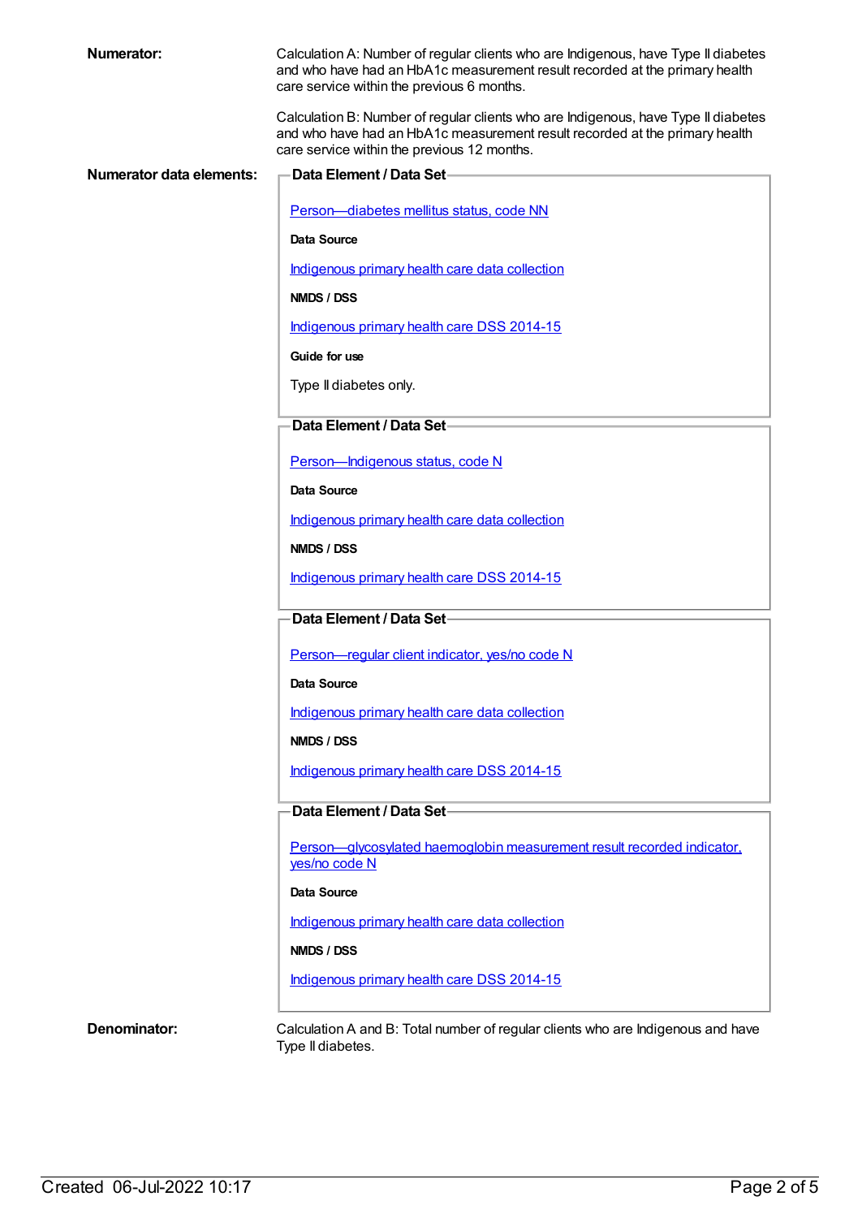**Numerator:**

Calculation A: Number of regular clients who are Indigenous, have Type II diabetes and who have had an HbA1c measurement result recorded at the primary health care service within the previous 6 months.

Calculation B: Number of regular clients who are Indigenous, have Type II diabetes and who have had an HbA1c measurement result recorded at the primary health care service within the previous 12 months.

**Numerator data elements:**

**Data Element / Data Set**

Person—diabetes mellitus status, code NN

**Data Source**

Indigenous primary health care data collection

**NMDS / DSS**

Indigenous primary health care DSS 2014-15

**Guide for use**

Type II diabetes only.

**Data Element / Data Set**

Person—Indigenous status, code N

**Data Source**

Indigenous primary health care data collection

**NMDS / DSS**

Indigenous primary health care DSS 2014-15

**Data Element / Data Set**

Person—regular client indicator, yes/no code N

**Data Source**

Indigenous primary health care data collection

**NMDS / DSS**

Indigenous primary health care DSS 2014-15

**Data Element / Data Set**

Person—glycosylated haemoglobin measurement result recorded indicator, yes/no code N

**Data Source**

Indigenous primary health care data collection

**NMDS / DSS**

Indigenous primary health care DSS 2014-15

**Denominator:**

Calculation A and B: Total number of regular clients who are Indigenous and have Type II diabetes.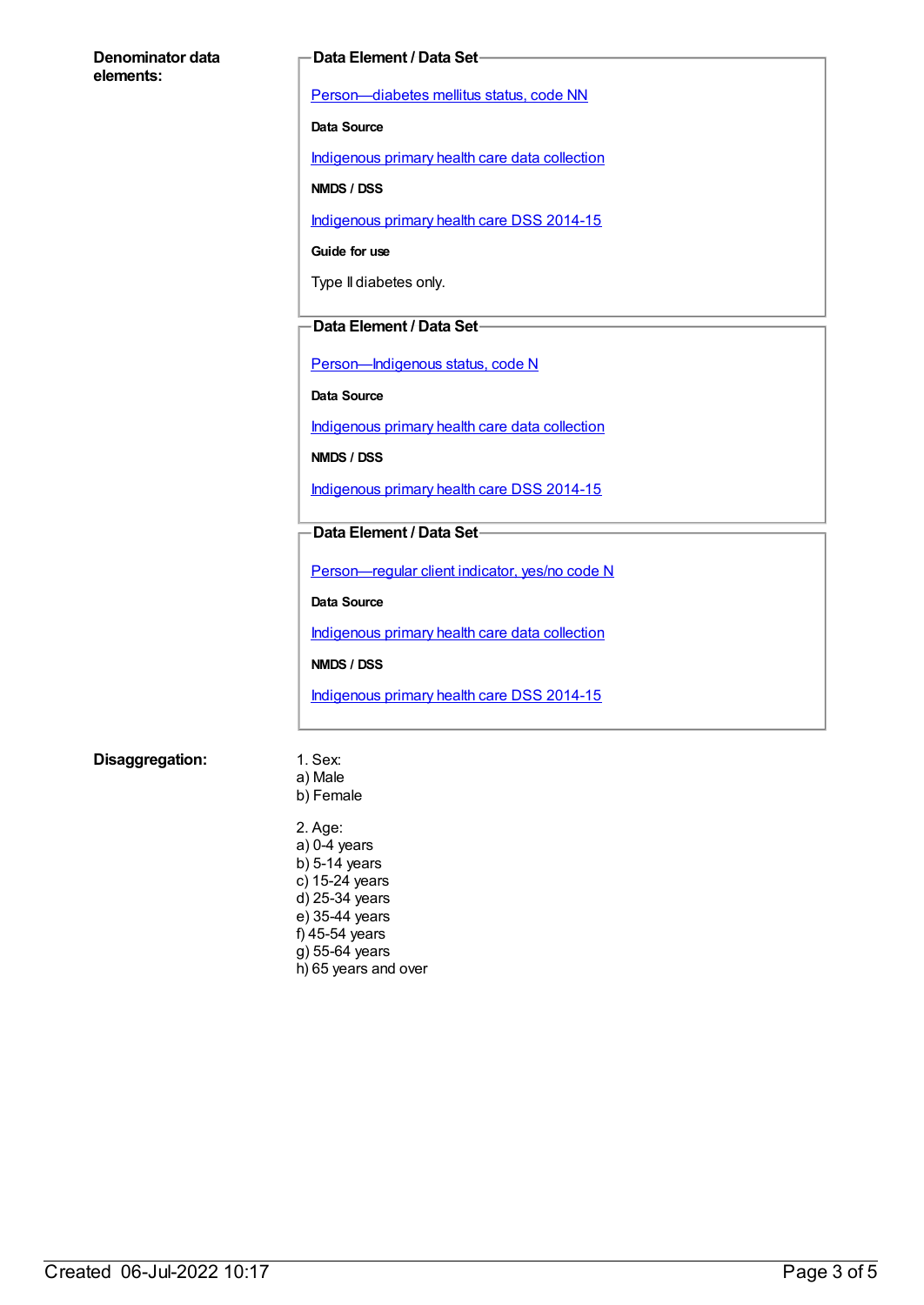**Denominator data elements:**

**Data Element / Data Set**

Person—diabetes mellitus status, code NN

**Data Source**

Indigenous primary health care data collection

**NMDS / DSS**

Indigenous primary health care DSS 2014-15

**Guide for use**

Type II diabetes only.

**Data Element / Data Set**

Person—Indigenous status, code N

**Data Source**

Indigenous primary health care data collection

**NMDS / DSS**

Indigenous primary health care DSS 2014-15

**Data Element / Data Set**

Person—regular client indicator, yes/no code N

**Data Source**

Indigenous primary health care data collection

**NMDS / DSS**

Indigenous primary health care DSS 2014-15

**Disaggregation:**

1. Sex:
a) Male
b) Female

2. Age:
a) 0-4 years
b) 5-14 years
c) 15-24 years
d) 25-34 years
e) 35-44 years
f) 45-54 years
g) 55-64 years
h) 65 years and over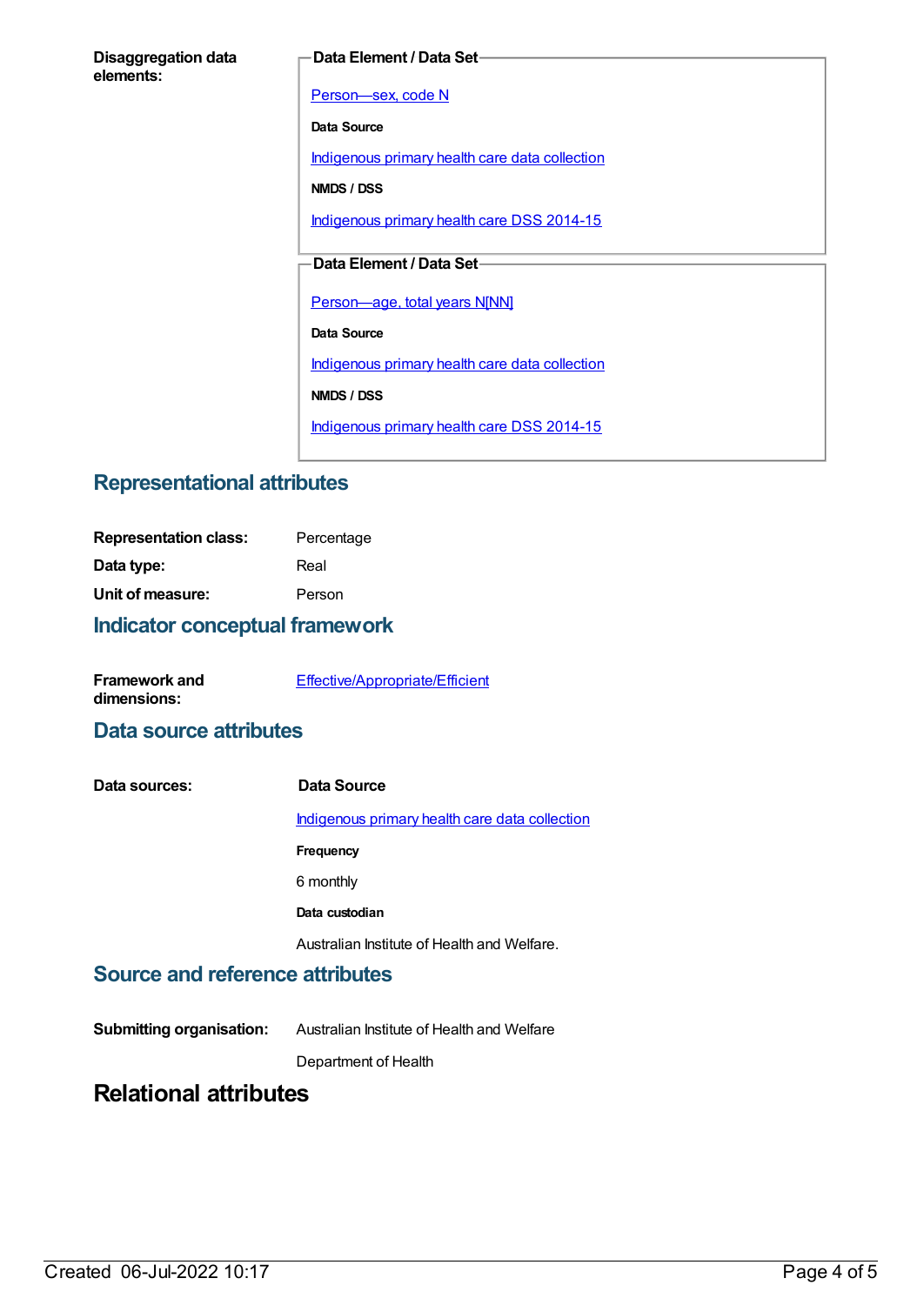**Disaggregation data elements:**

**Data Element / Data Set**

Person—sex, code N

**Data Source**

Indigenous primary health care data collection

**NMDS / DSS**

Indigenous primary health care DSS 2014-15

**Data Element / Data Set**

Person—age, total years N[NN]

**Data Source**

Indigenous primary health care data collection

**NMDS / DSS**

Indigenous primary health care DSS 2014-15

## Representational attributes

**Representation class:** Percentage

**Data type:** Real

**Unit of measure:** Person

## Indicator conceptual framework

**Framework and dimensions:** Effective/Appropriate/Efficient

## Data source attributes

**Data sources:**

**Data Source**

Indigenous primary health care data collection

**Frequency**

6 monthly

**Data custodian**

Australian Institute of Health and Welfare.

## Source and reference attributes

**Submitting organisation:** Australian Institute of Health and Welfare

Department of Health

# Relational attributes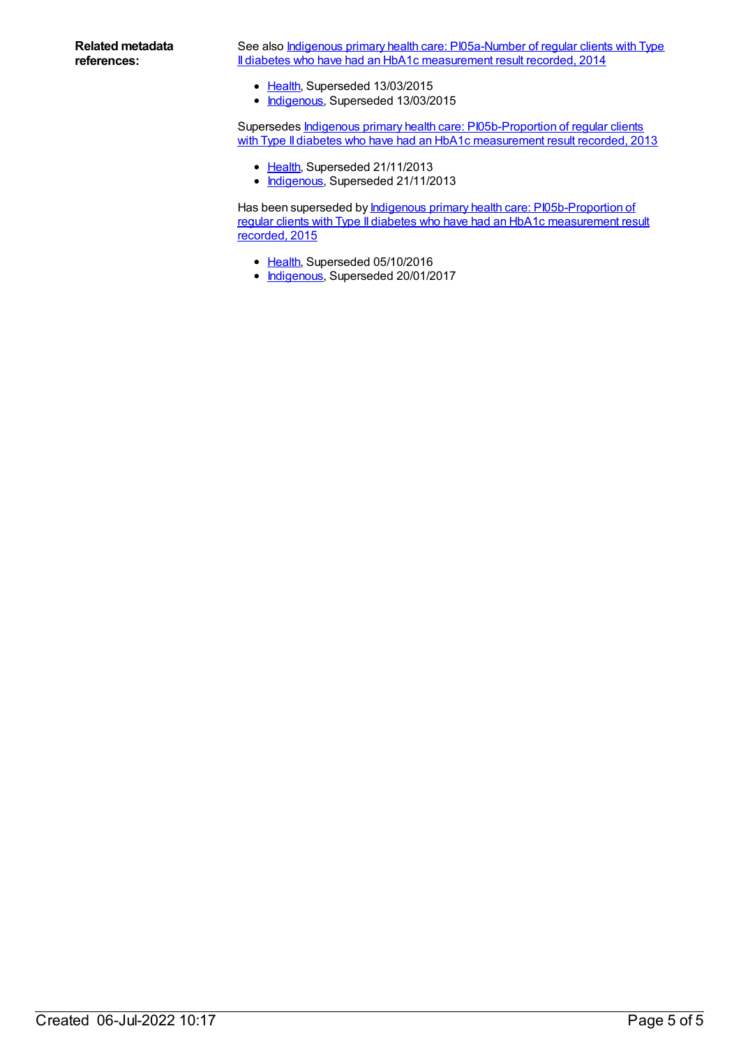**Related metadata references:**

See also Indigenous primary health care: PI05a-Number of regular clients with Type II diabetes who have had an HbA1c measurement result recorded, 2014

- Health, Superseded 13/03/2015
- Indigenous, Superseded 13/03/2015

Supersedes Indigenous primary health care: PI05b-Proportion of regular clients with Type II diabetes who have had an HbA1c measurement result recorded, 2013

- Health, Superseded 21/11/2013
- Indigenous, Superseded 21/11/2013

Has been superseded by Indigenous primary health care: PI05b-Proportion of regular clients with Type II diabetes who have had an HbA1c measurement result recorded, 2015

- Health, Superseded 05/10/2016
- Indigenous, Superseded 20/01/2017